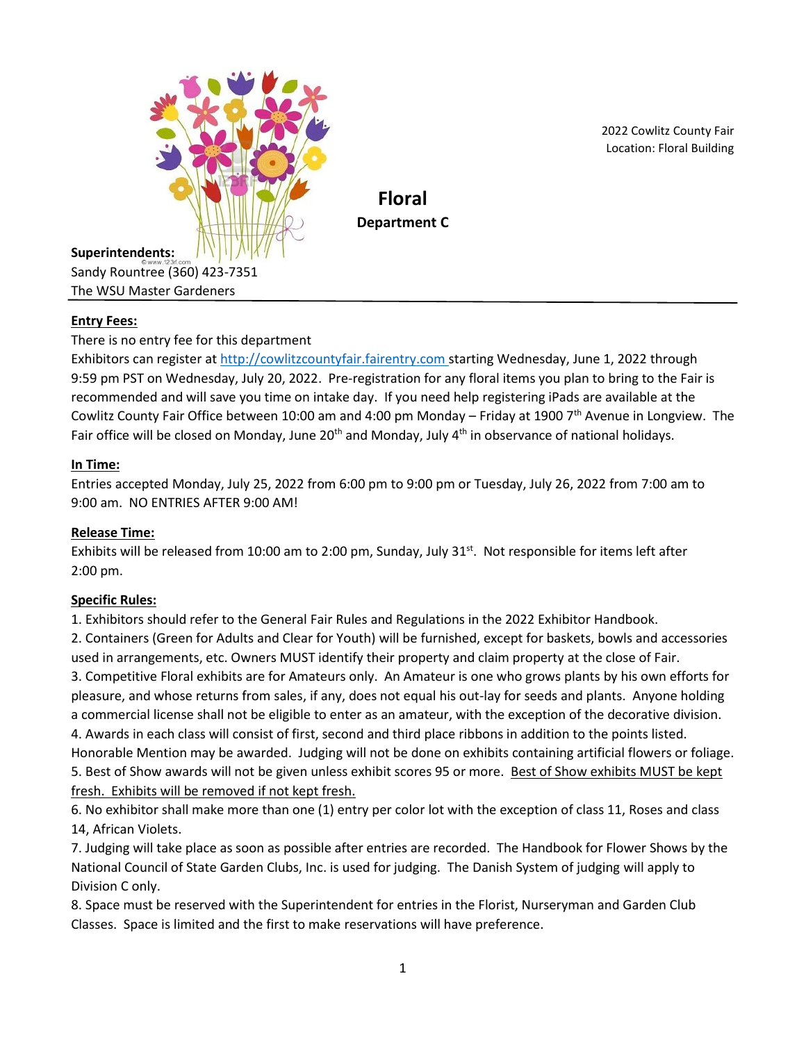2022 Cowlitz County Fair
Location: Floral Building

# Floral
## Department C

**Superintendents:**
Sandy Rountree (360) 423-7351
The WSU Master Gardeners

---

**Entry Fees:**

There is no entry fee for this department
Exhibitors can register at http://cowlitzcountyfair.fairentry.com starting Wednesday, June 1, 2022 through 9:59 pm PST on Wednesday, July 20, 2022. Pre-registration for any floral items you plan to bring to the Fair is recommended and will save you time on intake day. If you need help registering iPads are available at the Cowlitz County Fair Office between 10:00 am and 4:00 pm Monday – Friday at 1900 7th Avenue in Longview. The Fair office will be closed on Monday, June 20th and Monday, July 4th in observance of national holidays.

**In Time:**

Entries accepted Monday, July 25, 2022 from 6:00 pm to 9:00 pm or Tuesday, July 26, 2022 from 7:00 am to 9:00 am. NO ENTRIES AFTER 9:00 AM!

**Release Time:**

Exhibits will be released from 10:00 am to 2:00 pm, Sunday, July 31st. Not responsible for items left after 2:00 pm.

**Specific Rules:**

1. Exhibitors should refer to the General Fair Rules and Regulations in the 2022 Exhibitor Handbook.
2. Containers (Green for Adults and Clear for Youth) will be furnished, except for baskets, bowls and accessories used in arrangements, etc. Owners MUST identify their property and claim property at the close of Fair.
3. Competitive Floral exhibits are for Amateurs only. An Amateur is one who grows plants by his own efforts for pleasure, and whose returns from sales, if any, does not equal his out-lay for seeds and plants. Anyone holding a commercial license shall not be eligible to enter as an amateur, with the exception of the decorative division.
4. Awards in each class will consist of first, second and third place ribbons in addition to the points listed. Honorable Mention may be awarded. Judging will not be done on exhibits containing artificial flowers or foliage.
5. Best of Show awards will not be given unless exhibit scores 95 or more. Best of Show exhibits MUST be kept fresh. Exhibits will be removed if not kept fresh.
6. No exhibitor shall make more than one (1) entry per color lot with the exception of class 11, Roses and class 14, African Violets.
7. Judging will take place as soon as possible after entries are recorded. The Handbook for Flower Shows by the National Council of State Garden Clubs, Inc. is used for judging. The Danish System of judging will apply to Division C only.
8. Space must be reserved with the Superintendent for entries in the Florist, Nurseryman and Garden Club Classes. Space is limited and the first to make reservations will have preference.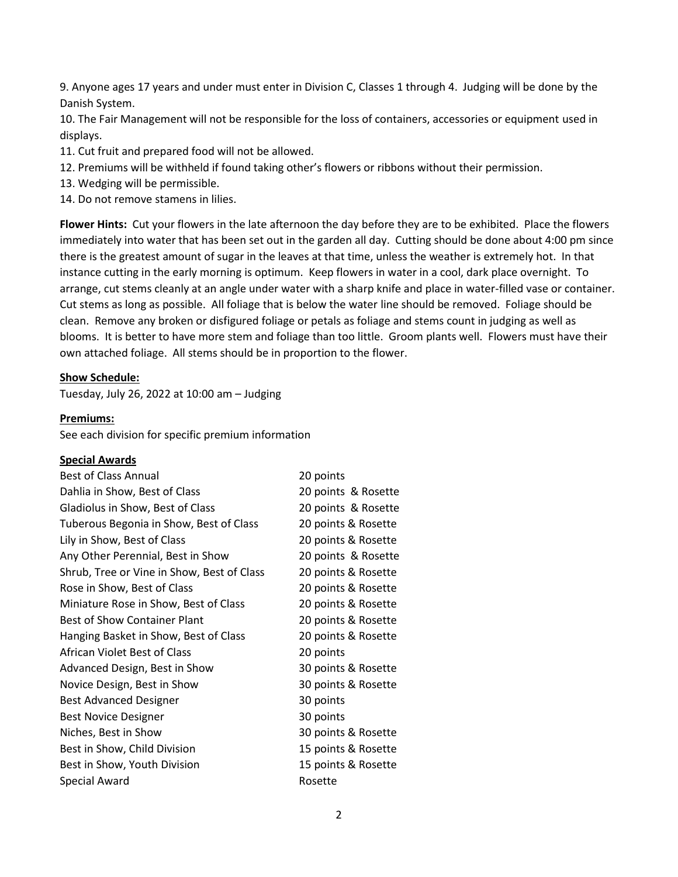9. Anyone ages 17 years and under must enter in Division C, Classes 1 through 4. Judging will be done by the Danish System.
10. The Fair Management will not be responsible for the loss of containers, accessories or equipment used in displays.
11. Cut fruit and prepared food will not be allowed.
12. Premiums will be withheld if found taking other's flowers or ribbons without their permission.
13. Wedging will be permissible.
14. Do not remove stamens in lilies.

**Flower Hints:** Cut your flowers in the late afternoon the day before they are to be exhibited. Place the flowers immediately into water that has been set out in the garden all day. Cutting should be done about 4:00 pm since there is the greatest amount of sugar in the leaves at that time, unless the weather is extremely hot. In that instance cutting in the early morning is optimum. Keep flowers in water in a cool, dark place overnight. To arrange, cut stems cleanly at an angle under water with a sharp knife and place in water-filled vase or container. Cut stems as long as possible. All foliage that is below the water line should be removed. Foliage should be clean. Remove any broken or disfigured foliage or petals as foliage and stems count in judging as well as blooms. It is better to have more stem and foliage than too little. Groom plants well. Flowers must have their own attached foliage. All stems should be in proportion to the flower.

**Show Schedule:**

Tuesday, July 26, 2022 at 10:00 am – Judging

**Premiums:**

See each division for specific premium information

**Special Awards**

| | |
|---|---|
| Best of Class Annual | 20 points |
| Dahlia in Show, Best of Class | 20 points & Rosette |
| Gladiolus in Show, Best of Class | 20 points & Rosette |
| Tuberous Begonia in Show, Best of Class | 20 points & Rosette |
| Lily in Show, Best of Class | 20 points & Rosette |
| Any Other Perennial, Best in Show | 20 points & Rosette |
| Shrub, Tree or Vine in Show, Best of Class | 20 points & Rosette |
| Rose in Show, Best of Class | 20 points & Rosette |
| Miniature Rose in Show, Best of Class | 20 points & Rosette |
| Best of Show Container Plant | 20 points & Rosette |
| Hanging Basket in Show, Best of Class | 20 points & Rosette |
| African Violet Best of Class | 20 points |
| Advanced Design, Best in Show | 30 points & Rosette |
| Novice Design, Best in Show | 30 points & Rosette |
| Best Advanced Designer | 30 points |
| Best Novice Designer | 30 points |
| Niches, Best in Show | 30 points & Rosette |
| Best in Show, Child Division | 15 points & Rosette |
| Best in Show, Youth Division | 15 points & Rosette |
| Special Award | Rosette |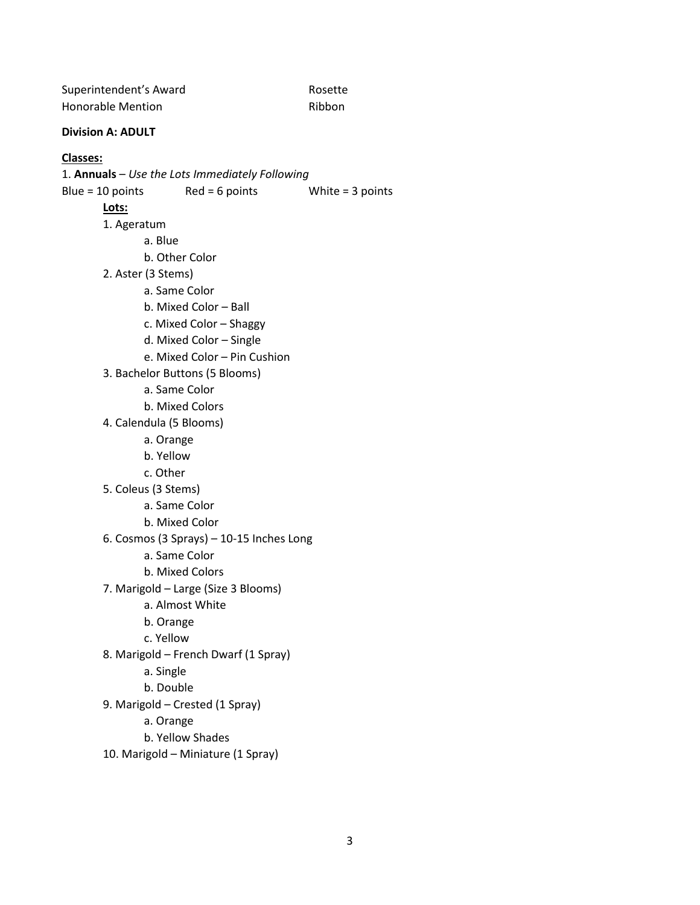Superintendent's Award		Rosette
Honorable Mention		Ribbon

**Division A: ADULT**

**Classes:**

1. **Annuals** – *Use the Lots Immediately Following*

Blue = 10 points		Red = 6 points		White = 3 points

**Lots:**

1. Ageratum
    a. Blue
    b. Other Color
2. Aster (3 Stems)
    a. Same Color
    b. Mixed Color – Ball
    c. Mixed Color – Shaggy
    d. Mixed Color – Single
    e. Mixed Color – Pin Cushion
3. Bachelor Buttons (5 Blooms)
    a. Same Color
    b. Mixed Colors
4. Calendula (5 Blooms)
    a. Orange
    b. Yellow
    c. Other
5. Coleus (3 Stems)
    a. Same Color
    b. Mixed Color
6. Cosmos (3 Sprays) – 10-15 Inches Long
    a. Same Color
    b. Mixed Colors
7. Marigold – Large (Size 3 Blooms)
    a. Almost White
    b. Orange
    c. Yellow
8. Marigold – French Dwarf (1 Spray)
    a. Single
    b. Double
9. Marigold – Crested (1 Spray)
    a. Orange
    b. Yellow Shades
10. Marigold – Miniature (1 Spray)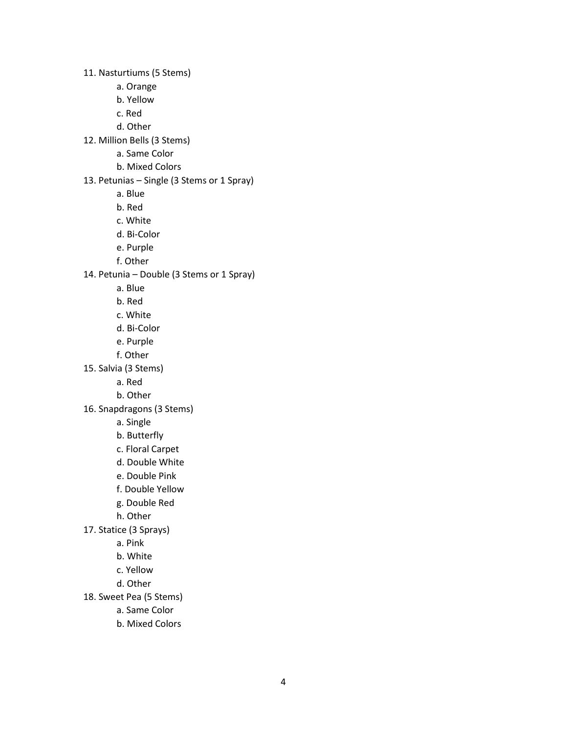11. Nasturtiums (5 Stems)
    a. Orange
    b. Yellow
    c. Red
    d. Other
12. Million Bells (3 Stems)
    a. Same Color
    b. Mixed Colors
13. Petunias – Single (3 Stems or 1 Spray)
    a. Blue
    b. Red
    c. White
    d. Bi-Color
    e. Purple
    f. Other
14. Petunia – Double (3 Stems or 1 Spray)
    a. Blue
    b. Red
    c. White
    d. Bi-Color
    e. Purple
    f. Other
15. Salvia (3 Stems)
    a. Red
    b. Other
16. Snapdragons (3 Stems)
    a. Single
    b. Butterfly
    c. Floral Carpet
    d. Double White
    e. Double Pink
    f. Double Yellow
    g. Double Red
    h. Other
17. Statice (3 Sprays)
    a. Pink
    b. White
    c. Yellow
    d. Other
18. Sweet Pea (5 Stems)
    a. Same Color
    b. Mixed Colors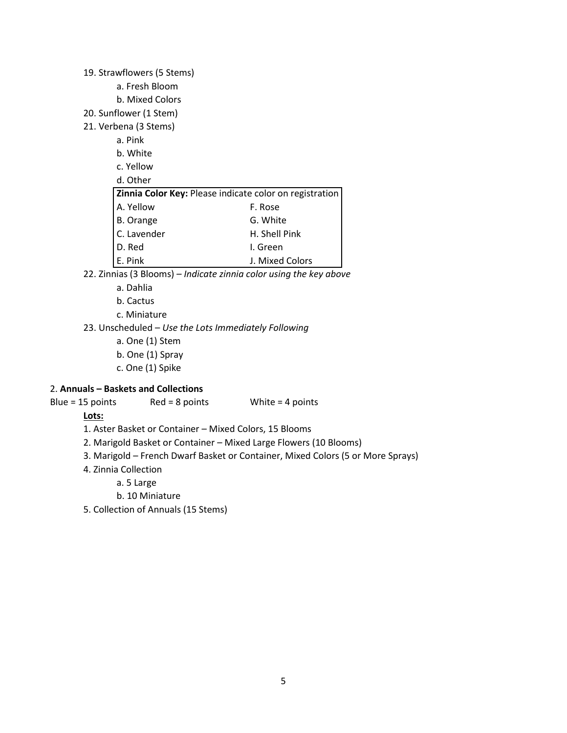19. Strawflowers (5 Stems)
    - a. Fresh Bloom
    - b. Mixed Colors
20. Sunflower (1 Stem)
21. Verbena (3 Stems)
    - a. Pink
    - b. White
    - c. Yellow
    - d. Other

| **Zinnia Color Key:** Please indicate color on registration | |
|---|---|
| A. Yellow | F. Rose |
| B. Orange | G. White |
| C. Lavender | H. Shell Pink |
| D. Red | I. Green |
| E. Pink | J. Mixed Colors |

22. Zinnias (3 Blooms) – *Indicate zinnia color using the key above*
    - a. Dahlia
    - b. Cactus
    - c. Miniature
23. Unscheduled – *Use the Lots Immediately Following*
    - a. One (1) Stem
    - b. One (1) Spray
    - c. One (1) Spike

2. **Annuals – Baskets and Collections**

Blue = 15 points    Red = 8 points    White = 4 points

**Lots:**

1. Aster Basket or Container – Mixed Colors, 15 Blooms
2. Marigold Basket or Container – Mixed Large Flowers (10 Blooms)
3. Marigold – French Dwarf Basket or Container, Mixed Colors (5 or More Sprays)
4. Zinnia Collection
    - a. 5 Large
    - b. 10 Miniature
5. Collection of Annuals (15 Stems)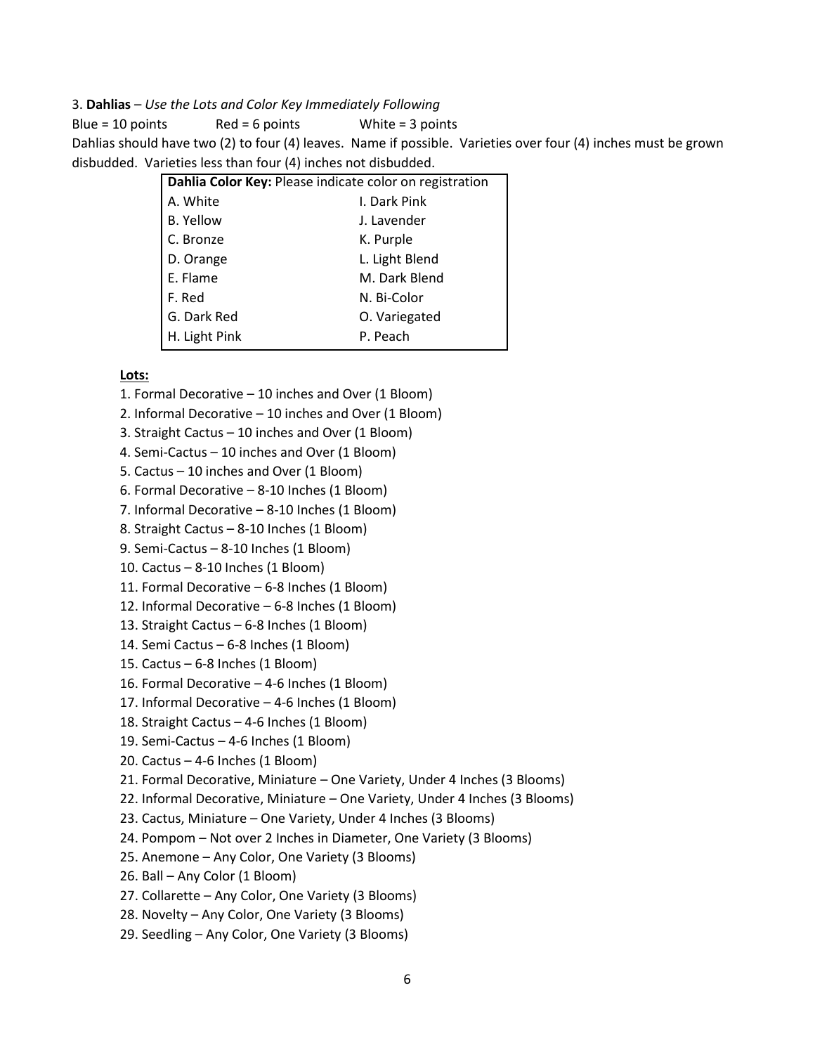3. **Dahlias** – *Use the Lots and Color Key Immediately Following*

Blue = 10 points Red = 6 points White = 3 points

Dahlias should have two (2) to four (4) leaves. Name if possible. Varieties over four (4) inches must be grown disbudded. Varieties less than four (4) inches not disbudded.

| **Dahlia Color Key:** Please indicate color on registration | |
|---|---|
| A. White | I. Dark Pink |
| B. Yellow | J. Lavender |
| C. Bronze | K. Purple |
| D. Orange | L. Light Blend |
| E. Flame | M. Dark Blend |
| F. Red | N. Bi-Color |
| G. Dark Red | O. Variegated |
| H. Light Pink | P. Peach |

**Lots:**

1. Formal Decorative – 10 inches and Over (1 Bloom)
2. Informal Decorative – 10 inches and Over (1 Bloom)
3. Straight Cactus – 10 inches and Over (1 Bloom)
4. Semi-Cactus – 10 inches and Over (1 Bloom)
5. Cactus – 10 inches and Over (1 Bloom)
6. Formal Decorative – 8-10 Inches (1 Bloom)
7. Informal Decorative – 8-10 Inches (1 Bloom)
8. Straight Cactus – 8-10 Inches (1 Bloom)
9. Semi-Cactus – 8-10 Inches (1 Bloom)
10. Cactus – 8-10 Inches (1 Bloom)
11. Formal Decorative – 6-8 Inches (1 Bloom)
12. Informal Decorative – 6-8 Inches (1 Bloom)
13. Straight Cactus – 6-8 Inches (1 Bloom)
14. Semi Cactus – 6-8 Inches (1 Bloom)
15. Cactus – 6-8 Inches (1 Bloom)
16. Formal Decorative – 4-6 Inches (1 Bloom)
17. Informal Decorative – 4-6 Inches (1 Bloom)
18. Straight Cactus – 4-6 Inches (1 Bloom)
19. Semi-Cactus – 4-6 Inches (1 Bloom)
20. Cactus – 4-6 Inches (1 Bloom)
21. Formal Decorative, Miniature – One Variety, Under 4 Inches (3 Blooms)
22. Informal Decorative, Miniature – One Variety, Under 4 Inches (3 Blooms)
23. Cactus, Miniature – One Variety, Under 4 Inches (3 Blooms)
24. Pompom – Not over 2 Inches in Diameter, One Variety (3 Blooms)
25. Anemone – Any Color, One Variety (3 Blooms)
26. Ball – Any Color (1 Bloom)
27. Collarette – Any Color, One Variety (3 Blooms)
28. Novelty – Any Color, One Variety (3 Blooms)
29. Seedling – Any Color, One Variety (3 Blooms)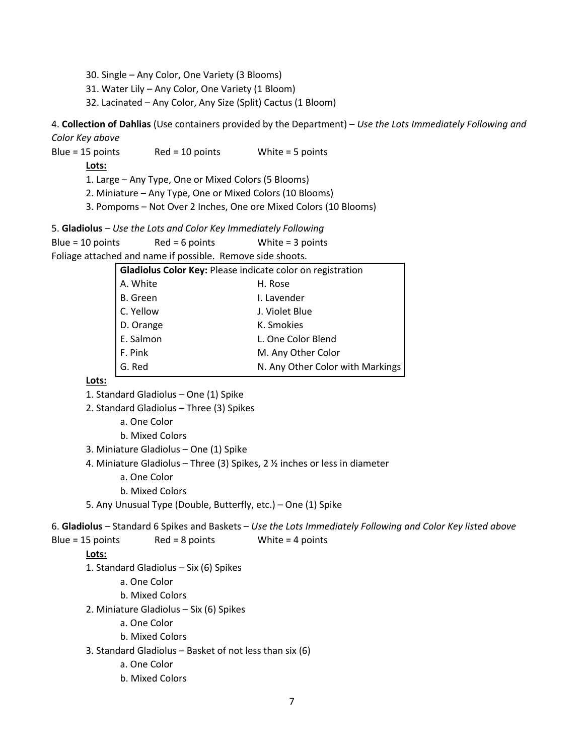30. Single – Any Color, One Variety (3 Blooms)
31. Water Lily – Any Color, One Variety (1 Bloom)
32. Lacinated – Any Color, Any Size (Split) Cactus (1 Bloom)

4. **Collection of Dahlias** (Use containers provided by the Department) – *Use the Lots Immediately Following and Color Key above*

Blue = 15 points  Red = 10 points  White = 5 points

**Lots:**

1. Large – Any Type, One or Mixed Colors (5 Blooms)
2. Miniature – Any Type, One or Mixed Colors (10 Blooms)
3. Pompoms – Not Over 2 Inches, One ore Mixed Colors (10 Blooms)

5. **Gladiolus** – *Use the Lots and Color Key Immediately Following*

Blue = 10 points  Red = 6 points  White = 3 points

Foliage attached and name if possible. Remove side shoots.

| **Gladiolus Color Key:** Please indicate color on registration | |
|---|---|
| A. White | H. Rose |
| B. Green | I. Lavender |
| C. Yellow | J. Violet Blue |
| D. Orange | K. Smokies |
| E. Salmon | L. One Color Blend |
| F. Pink | M. Any Other Color |
| G. Red | N. Any Other Color with Markings |

**Lots:**

1. Standard Gladiolus – One (1) Spike
2. Standard Gladiolus – Three (3) Spikes
   a. One Color
   b. Mixed Colors
3. Miniature Gladiolus – One (1) Spike
4. Miniature Gladiolus – Three (3) Spikes, 2 ½ inches or less in diameter
   a. One Color
   b. Mixed Colors
5. Any Unusual Type (Double, Butterfly, etc.) – One (1) Spike

6. **Gladiolus** – Standard 6 Spikes and Baskets – *Use the Lots Immediately Following and Color Key listed above*

Blue = 15 points  Red = 8 points  White = 4 points

**Lots:**

1. Standard Gladiolus – Six (6) Spikes
   a. One Color
   b. Mixed Colors
2. Miniature Gladiolus – Six (6) Spikes
   a. One Color
   b. Mixed Colors
3. Standard Gladiolus – Basket of not less than six (6)
   a. One Color
   b. Mixed Colors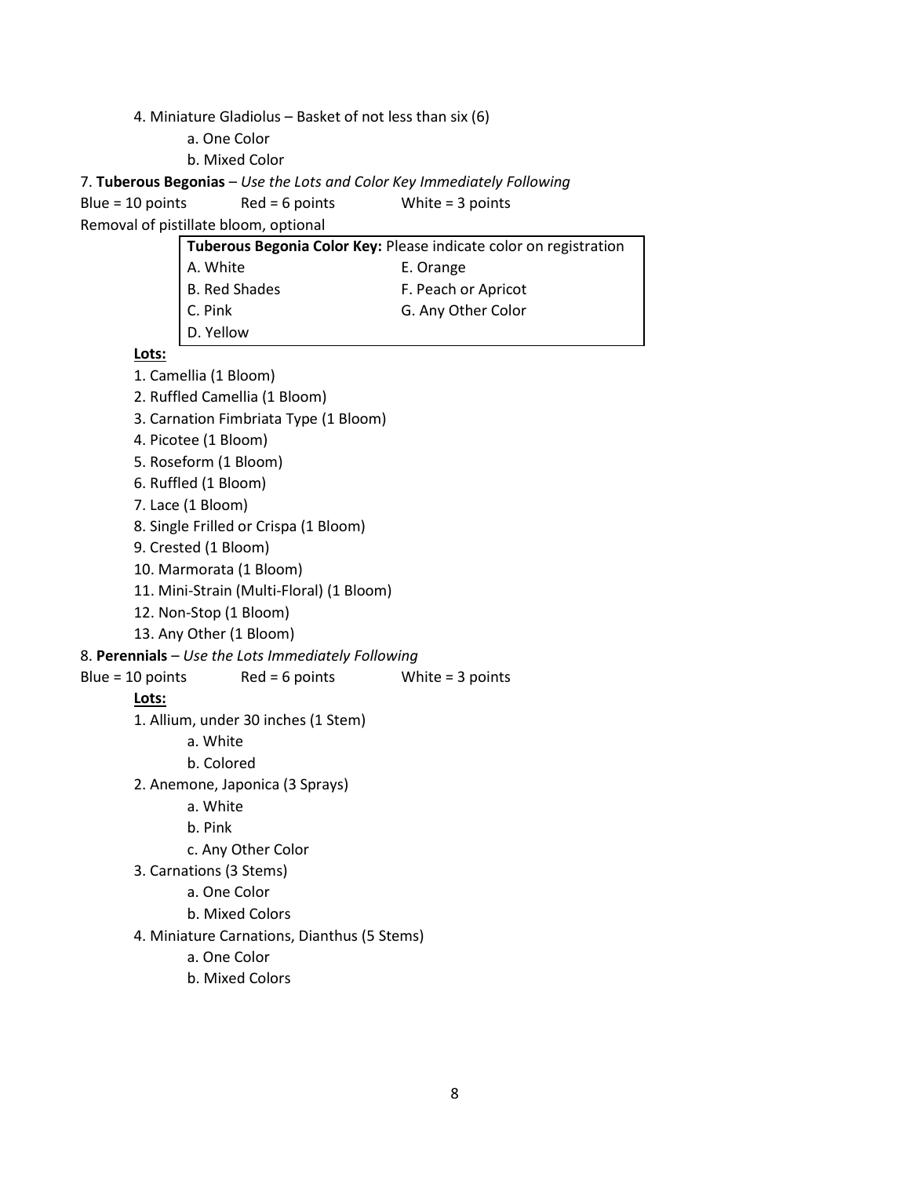4. Miniature Gladiolus – Basket of not less than six (6)
    - a. One Color
    - b. Mixed Color

7. **Tuberous Begonias** – *Use the Lots and Color Key Immediately Following*

Blue = 10 points    Red = 6 points    White = 3 points

Removal of pistillate bloom, optional

| **Tuberous Begonia Color Key:** Please indicate color on registration | |
|---|---|
| A. White | E. Orange |
| B. Red Shades | F. Peach or Apricot |
| C. Pink | G. Any Other Color |
| D. Yellow | |

**<u>Lots:</u>**

1. Camellia (1 Bloom)
2. Ruffled Camellia (1 Bloom)
3. Carnation Fimbriata Type (1 Bloom)
4. Picotee (1 Bloom)
5. Roseform (1 Bloom)
6. Ruffled (1 Bloom)
7. Lace (1 Bloom)
8. Single Frilled or Crispa (1 Bloom)
9. Crested (1 Bloom)
10. Marmorata (1 Bloom)
11. Mini-Strain (Multi-Floral) (1 Bloom)
12. Non-Stop (1 Bloom)
13. Any Other (1 Bloom)

8. **Perennials** – *Use the Lots Immediately Following*

Blue = 10 points    Red = 6 points    White = 3 points

**<u>Lots:</u>**

1. Allium, under 30 inches (1 Stem)
    - a. White
    - b. Colored
2. Anemone, Japonica (3 Sprays)
    - a. White
    - b. Pink
    - c. Any Other Color
3. Carnations (3 Stems)
    - a. One Color
    - b. Mixed Colors
4. Miniature Carnations, Dianthus (5 Stems)
    - a. One Color
    - b. Mixed Colors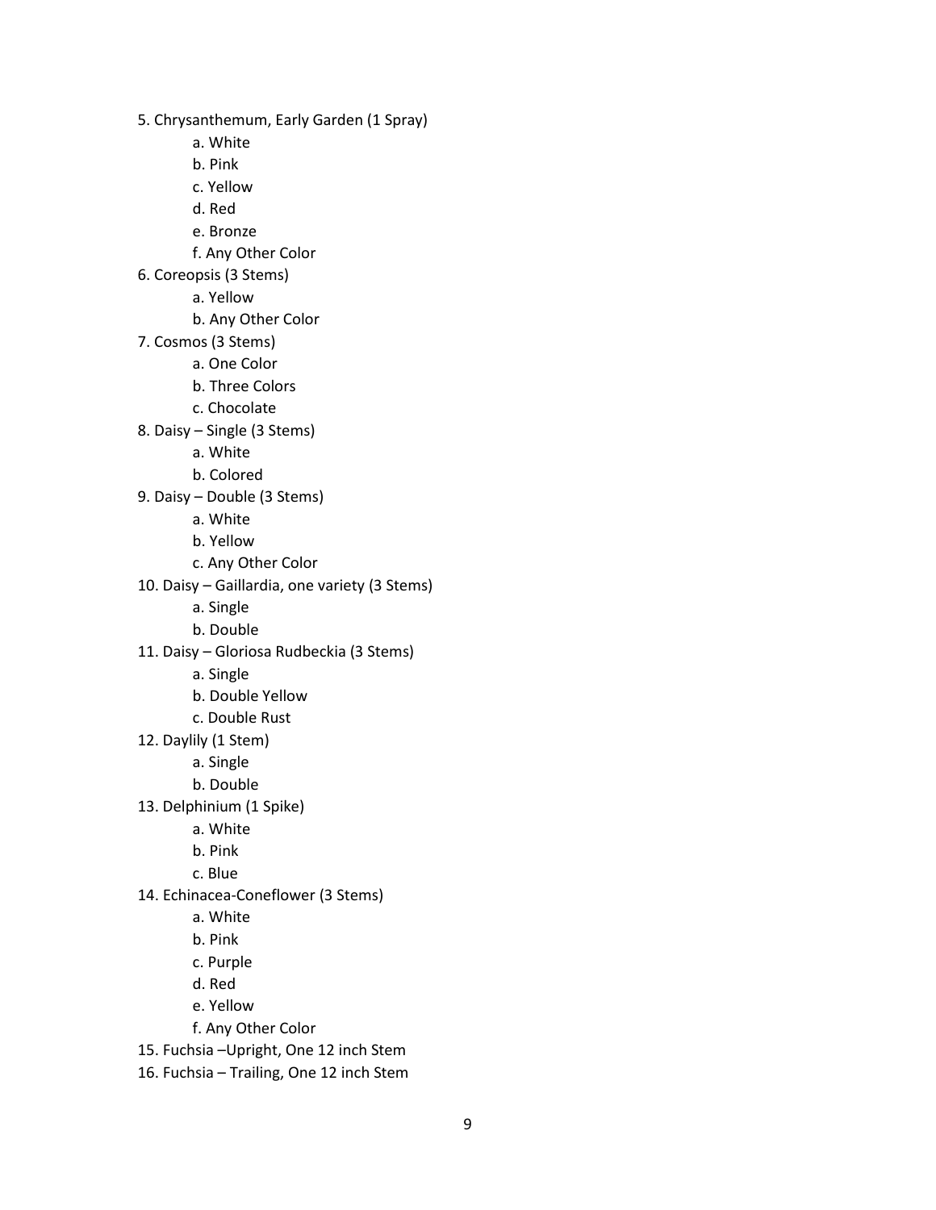5. Chrysanthemum, Early Garden (1 Spray)
    a. White
    b. Pink
    c. Yellow
    d. Red
    e. Bronze
    f. Any Other Color
6. Coreopsis (3 Stems)
    a. Yellow
    b. Any Other Color
7. Cosmos (3 Stems)
    a. One Color
    b. Three Colors
    c. Chocolate
8. Daisy – Single (3 Stems)
    a. White
    b. Colored
9. Daisy – Double (3 Stems)
    a. White
    b. Yellow
    c. Any Other Color
10. Daisy – Gaillardia, one variety (3 Stems)
    a. Single
    b. Double
11. Daisy – Gloriosa Rudbeckia (3 Stems)
    a. Single
    b. Double Yellow
    c. Double Rust
12. Daylily (1 Stem)
    a. Single
    b. Double
13. Delphinium (1 Spike)
    a. White
    b. Pink
    c. Blue
14. Echinacea-Coneflower (3 Stems)
    a. White
    b. Pink
    c. Purple
    d. Red
    e. Yellow
    f. Any Other Color
15. Fuchsia –Upright, One 12 inch Stem
16. Fuchsia – Trailing, One 12 inch Stem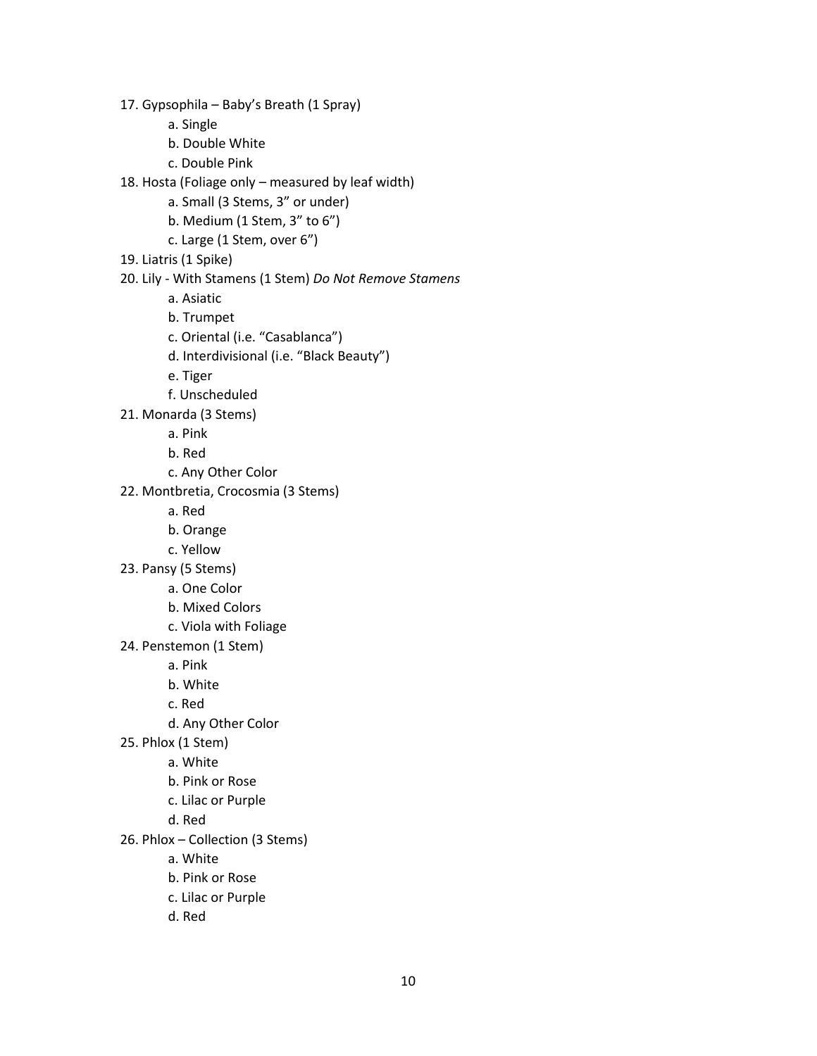17. Gypsophila – Baby's Breath (1 Spray)
    - a. Single
    - b. Double White
    - c. Double Pink
18. Hosta (Foliage only – measured by leaf width)
    - a. Small (3 Stems, 3" or under)
    - b. Medium (1 Stem, 3" to 6")
    - c. Large (1 Stem, over 6")
19. Liatris (1 Spike)
20. Lily - With Stamens (1 Stem) *Do Not Remove Stamens*
    - a. Asiatic
    - b. Trumpet
    - c. Oriental (i.e. "Casablanca")
    - d. Interdivisional (i.e. "Black Beauty")
    - e. Tiger
    - f. Unscheduled
21. Monarda (3 Stems)
    - a. Pink
    - b. Red
    - c. Any Other Color
22. Montbretia, Crocosmia (3 Stems)
    - a. Red
    - b. Orange
    - c. Yellow
23. Pansy (5 Stems)
    - a. One Color
    - b. Mixed Colors
    - c. Viola with Foliage
24. Penstemon (1 Stem)
    - a. Pink
    - b. White
    - c. Red
    - d. Any Other Color
25. Phlox (1 Stem)
    - a. White
    - b. Pink or Rose
    - c. Lilac or Purple
    - d. Red
26. Phlox – Collection (3 Stems)
    - a. White
    - b. Pink or Rose
    - c. Lilac or Purple
    - d. Red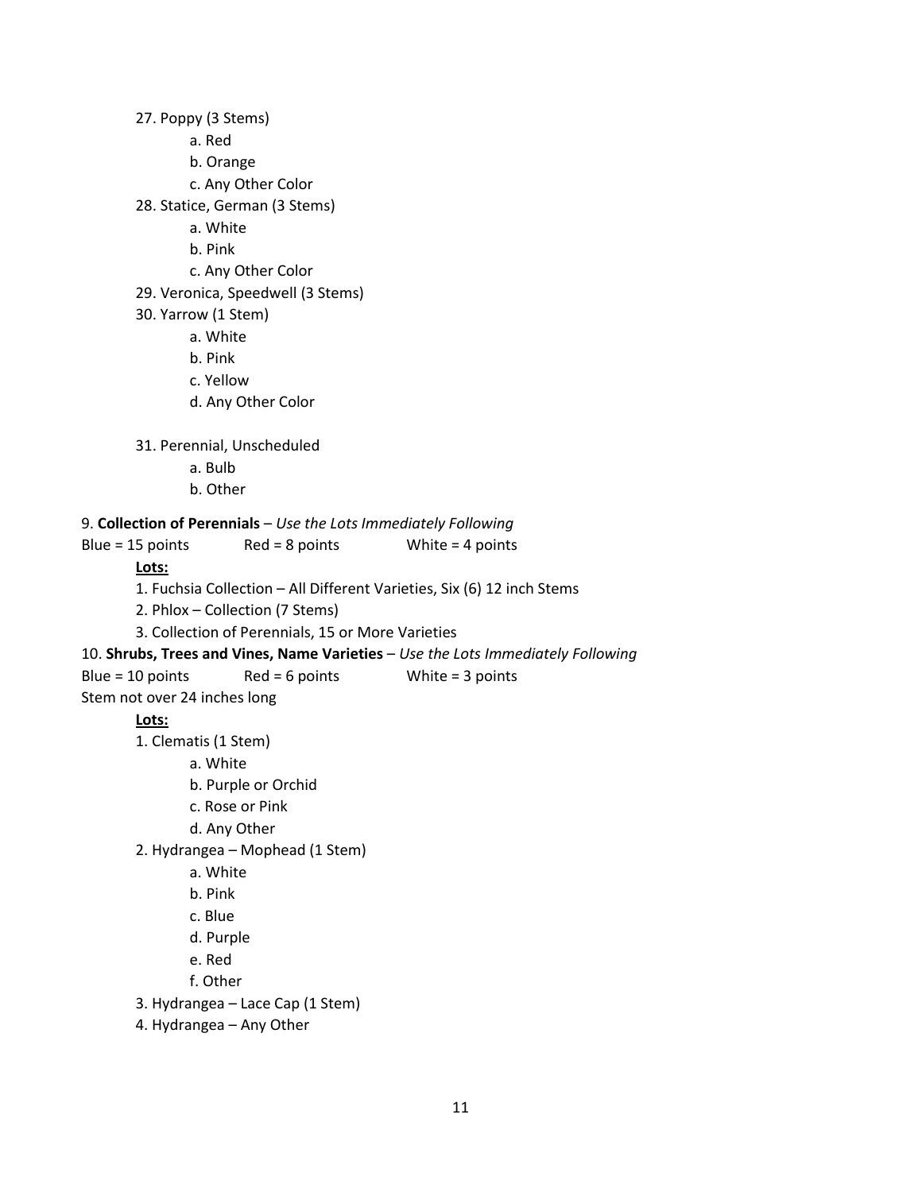27. Poppy (3 Stems)
    a. Red
    b. Orange
    c. Any Other Color
28. Statice, German (3 Stems)
    a. White
    b. Pink
    c. Any Other Color
29. Veronica, Speedwell (3 Stems)
30. Yarrow (1 Stem)
    a. White
    b. Pink
    c. Yellow
    d. Any Other Color

31. Perennial, Unscheduled
    a. Bulb
    b. Other

9. **Collection of Perennials** – *Use the Lots Immediately Following*

Blue = 15 points    Red = 8 points    White = 4 points

**Lots:**

1. Fuchsia Collection – All Different Varieties, Six (6) 12 inch Stems
2. Phlox – Collection (7 Stems)
3. Collection of Perennials, 15 or More Varieties

10. **Shrubs, Trees and Vines, Name Varieties** – *Use the Lots Immediately Following*

Blue = 10 points    Red = 6 points    White = 3 points

Stem not over 24 inches long

**Lots:**

1. Clematis (1 Stem)
    a. White
    b. Purple or Orchid
    c. Rose or Pink
    d. Any Other
2. Hydrangea – Mophead (1 Stem)
    a. White
    b. Pink
    c. Blue
    d. Purple
    e. Red
    f. Other
3. Hydrangea – Lace Cap (1 Stem)
4. Hydrangea – Any Other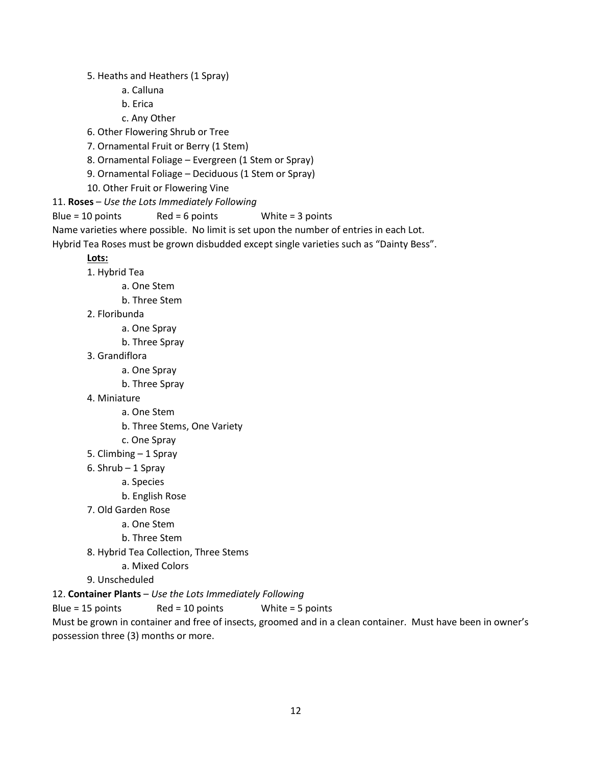5. Heaths and Heathers (1 Spray)
    a. Calluna
    b. Erica
    c. Any Other
6. Other Flowering Shrub or Tree
7. Ornamental Fruit or Berry (1 Stem)
8. Ornamental Foliage – Evergreen (1 Stem or Spray)
9. Ornamental Foliage – Deciduous (1 Stem or Spray)
10. Other Fruit or Flowering Vine

11. **Roses** – *Use the Lots Immediately Following*

Blue = 10 points    Red = 6 points    White = 3 points

Name varieties where possible. No limit is set upon the number of entries in each Lot.

Hybrid Tea Roses must be grown disbudded except single varieties such as "Dainty Bess".

**Lots:**

1. Hybrid Tea
    a. One Stem
    b. Three Stem
2. Floribunda
    a. One Spray
    b. Three Spray
3. Grandiflora
    a. One Spray
    b. Three Spray
4. Miniature
    a. One Stem
    b. Three Stems, One Variety
    c. One Spray
5. Climbing – 1 Spray
6. Shrub – 1 Spray
    a. Species
    b. English Rose
7. Old Garden Rose
    a. One Stem
    b. Three Stem
8. Hybrid Tea Collection, Three Stems
    a. Mixed Colors
9. Unscheduled

12. **Container Plants** – *Use the Lots Immediately Following*

Blue = 15 points    Red = 10 points    White = 5 points

Must be grown in container and free of insects, groomed and in a clean container. Must have been in owner's possession three (3) months or more.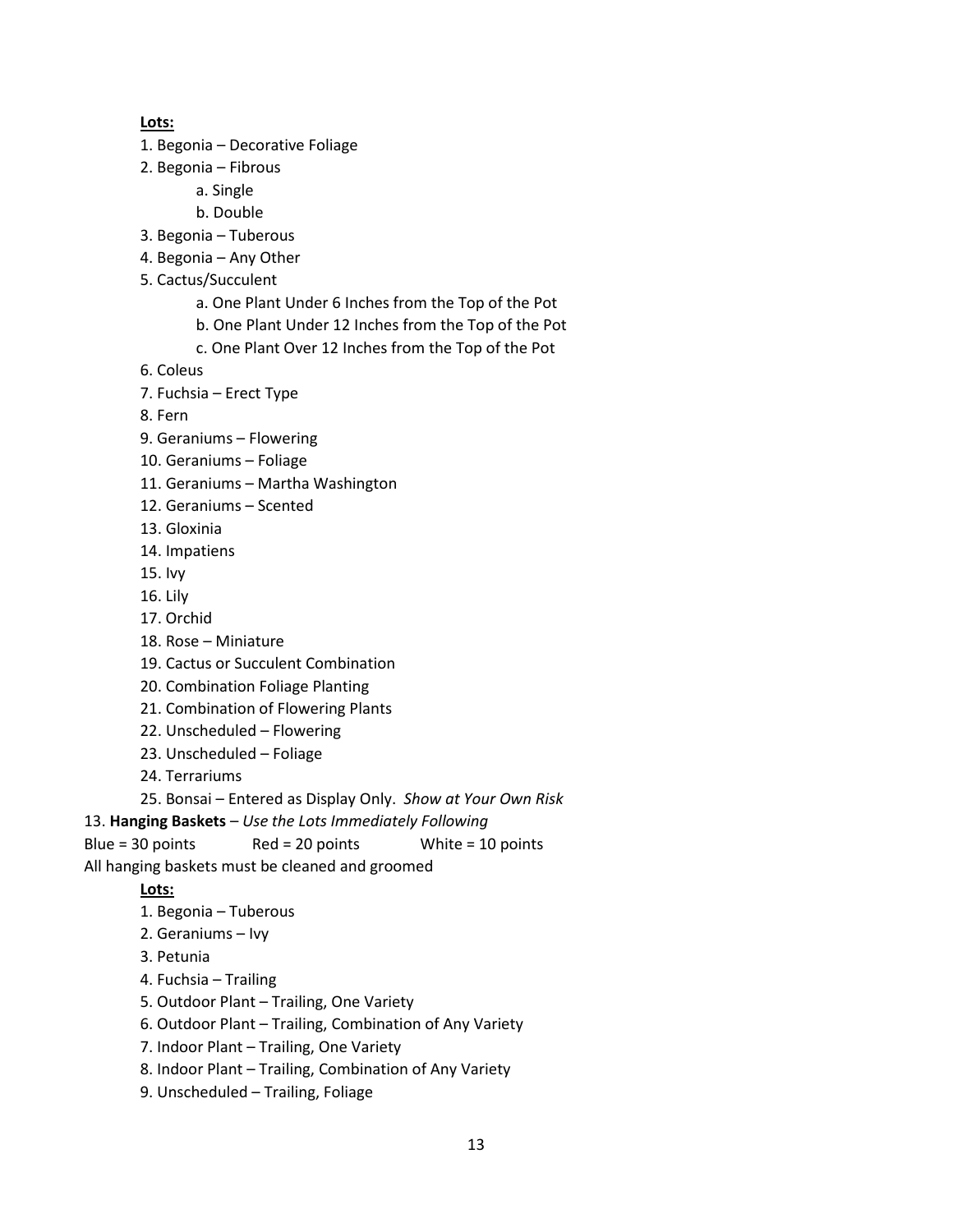**Lots:**

1. Begonia – Decorative Foliage
2. Begonia – Fibrous
    a. Single
    b. Double
3. Begonia – Tuberous
4. Begonia – Any Other
5. Cactus/Succulent
    a. One Plant Under 6 Inches from the Top of the Pot
    b. One Plant Under 12 Inches from the Top of the Pot
    c. One Plant Over 12 Inches from the Top of the Pot
6. Coleus
7. Fuchsia – Erect Type
8. Fern
9. Geraniums – Flowering
10. Geraniums – Foliage
11. Geraniums – Martha Washington
12. Geraniums – Scented
13. Gloxinia
14. Impatiens
15. Ivy
16. Lily
17. Orchid
18. Rose – Miniature
19. Cactus or Succulent Combination
20. Combination Foliage Planting
21. Combination of Flowering Plants
22. Unscheduled – Flowering
23. Unscheduled – Foliage
24. Terrariums
25. Bonsai – Entered as Display Only. *Show at Your Own Risk*

13. **Hanging Baskets** – *Use the Lots Immediately Following*

Blue = 30 points    Red = 20 points    White = 10 points

All hanging baskets must be cleaned and groomed

**Lots:**

1. Begonia – Tuberous
2. Geraniums – Ivy
3. Petunia
4. Fuchsia – Trailing
5. Outdoor Plant – Trailing, One Variety
6. Outdoor Plant – Trailing, Combination of Any Variety
7. Indoor Plant – Trailing, One Variety
8. Indoor Plant – Trailing, Combination of Any Variety
9. Unscheduled – Trailing, Foliage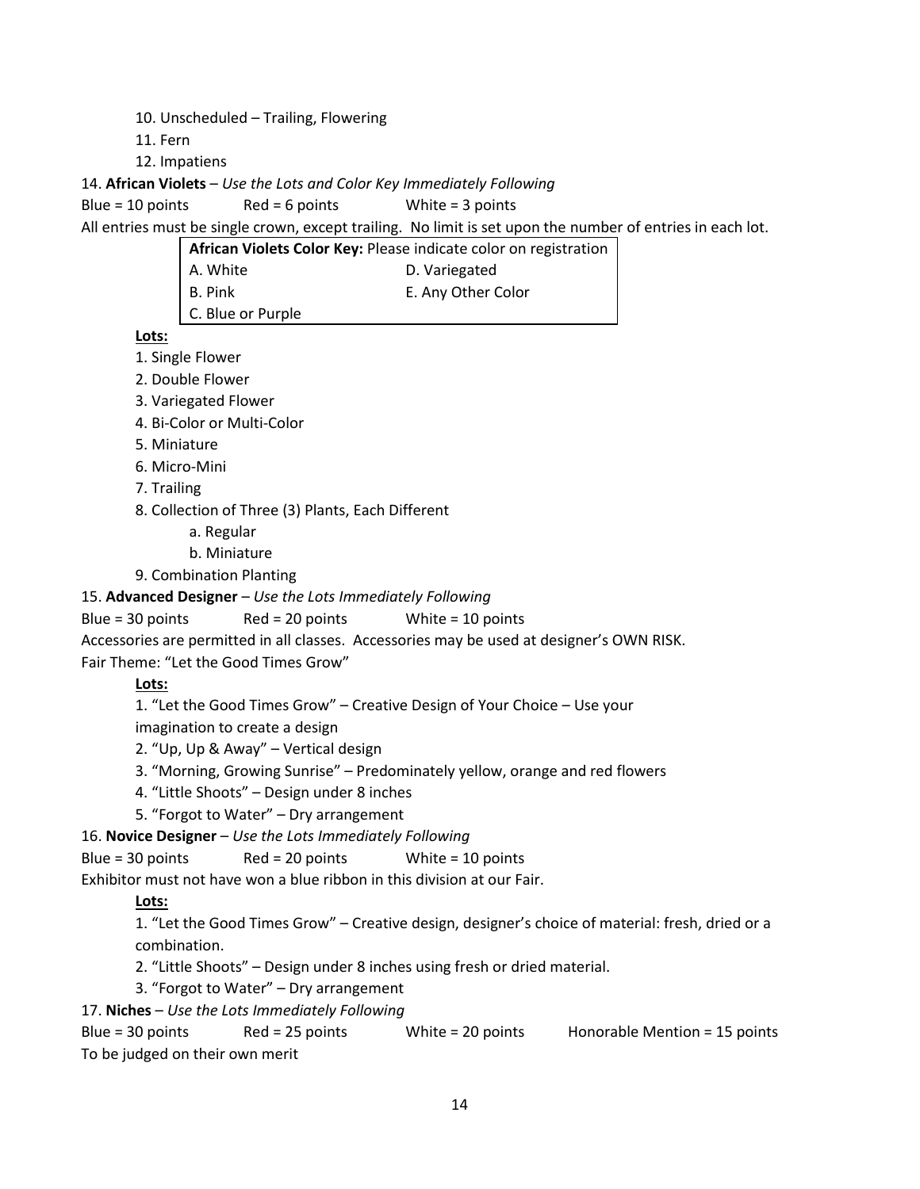10. Unscheduled – Trailing, Flowering
11. Fern
12. Impatiens

14. **African Violets** – *Use the Lots and Color Key Immediately Following*

Blue = 10 points    Red = 6 points    White = 3 points

All entries must be single crown, except trailing. No limit is set upon the number of entries in each lot.

| **African Violets Color Key:** Please indicate color on registration | |
|---|---|
| A. White | D. Variegated |
| B. Pink | E. Any Other Color |
| C. Blue or Purple | |

**Lots:**

1. Single Flower
2. Double Flower
3. Variegated Flower
4. Bi-Color or Multi-Color
5. Miniature
6. Micro-Mini
7. Trailing
8. Collection of Three (3) Plants, Each Different
   a. Regular
   b. Miniature
9. Combination Planting

15. **Advanced Designer** – *Use the Lots Immediately Following*

Blue = 30 points    Red = 20 points    White = 10 points

Accessories are permitted in all classes. Accessories may be used at designer's OWN RISK.

Fair Theme: "Let the Good Times Grow"

**Lots:**

1. "Let the Good Times Grow" – Creative Design of Your Choice – Use your imagination to create a design
2. "Up, Up & Away" – Vertical design
3. "Morning, Growing Sunrise" – Predominately yellow, orange and red flowers
4. "Little Shoots" – Design under 8 inches
5. "Forgot to Water" – Dry arrangement

16. **Novice Designer** – *Use the Lots Immediately Following*

Blue = 30 points    Red = 20 points    White = 10 points

Exhibitor must not have won a blue ribbon in this division at our Fair.

**Lots:**

1. "Let the Good Times Grow" – Creative design, designer's choice of material: fresh, dried or a combination.
2. "Little Shoots" – Design under 8 inches using fresh or dried material.
3. "Forgot to Water" – Dry arrangement

17. **Niches** – *Use the Lots Immediately Following*

Blue = 30 points    Red = 25 points    White = 20 points    Honorable Mention = 15 points

To be judged on their own merit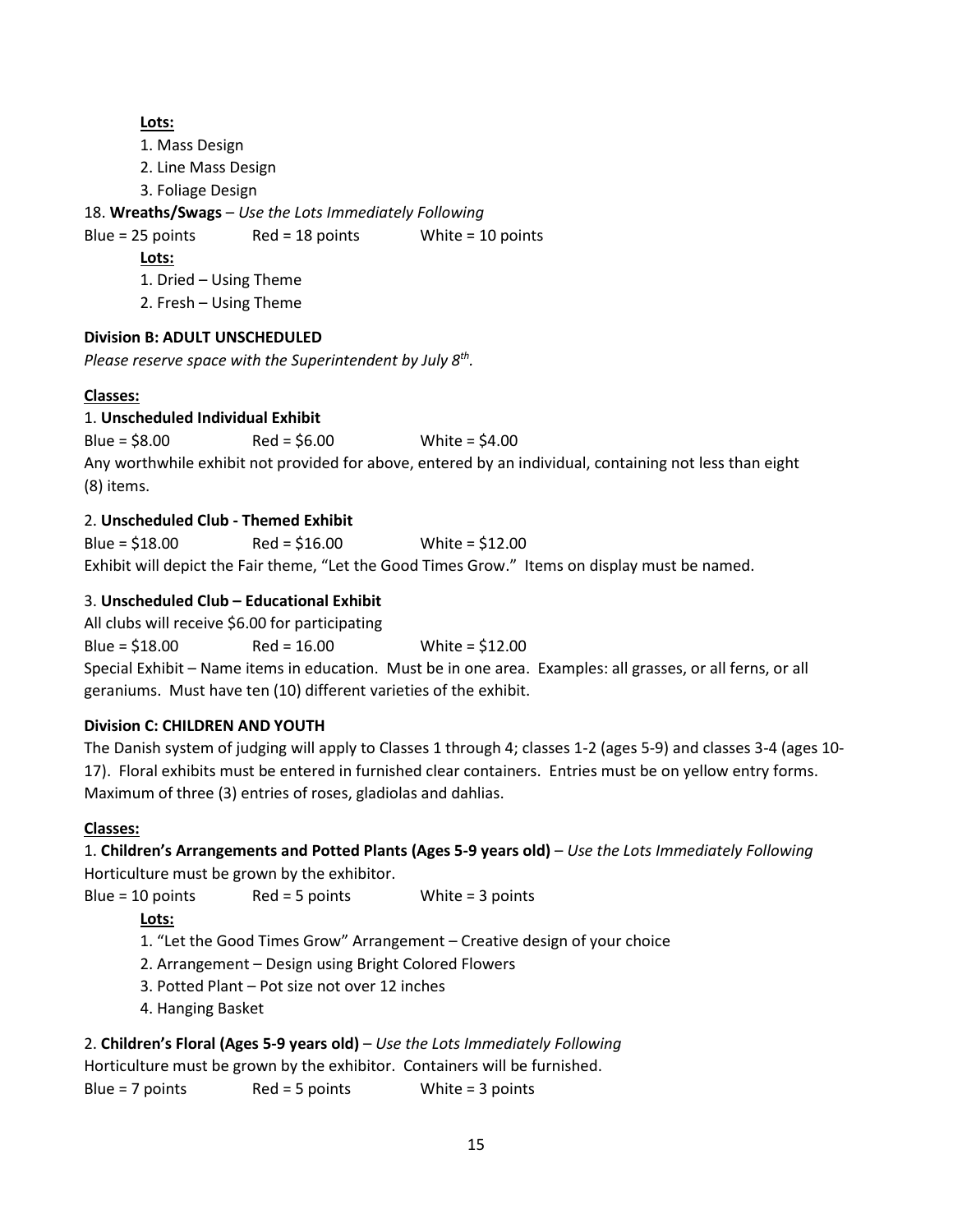**Lots:**

1. Mass Design
2. Line Mass Design
3. Foliage Design

18. **Wreaths/Swags** – *Use the Lots Immediately Following*

Blue = 25 points Red = 18 points White = 10 points

**Lots:**

1. Dried – Using Theme
2. Fresh – Using Theme

**Division B: ADULT UNSCHEDULED**

*Please reserve space with the Superintendent by July 8th.*

**Classes:**

1. **Unscheduled Individual Exhibit**

Blue = $8.00 Red = $6.00 White = $4.00

Any worthwhile exhibit not provided for above, entered by an individual, containing not less than eight (8) items.

2. **Unscheduled Club - Themed Exhibit**

Blue = $18.00 Red = $16.00 White = $12.00

Exhibit will depict the Fair theme, "Let the Good Times Grow." Items on display must be named.

3. **Unscheduled Club – Educational Exhibit**

All clubs will receive $6.00 for participating

Blue = $18.00 Red = 16.00 White = $12.00

Special Exhibit – Name items in education. Must be in one area. Examples: all grasses, or all ferns, or all geraniums. Must have ten (10) different varieties of the exhibit.

**Division C: CHILDREN AND YOUTH**

The Danish system of judging will apply to Classes 1 through 4; classes 1-2 (ages 5-9) and classes 3-4 (ages 10-17). Floral exhibits must be entered in furnished clear containers. Entries must be on yellow entry forms. Maximum of three (3) entries of roses, gladiolas and dahlias.

**Classes:**

1. **Children's Arrangements and Potted Plants (Ages 5-9 years old)** – *Use the Lots Immediately Following*

Horticulture must be grown by the exhibitor.

Blue = 10 points Red = 5 points White = 3 points

**Lots:**

1. "Let the Good Times Grow" Arrangement – Creative design of your choice
2. Arrangement – Design using Bright Colored Flowers
3. Potted Plant – Pot size not over 12 inches
4. Hanging Basket

2. **Children's Floral (Ages 5-9 years old)** – *Use the Lots Immediately Following*

Horticulture must be grown by the exhibitor. Containers will be furnished.

Blue = 7 points Red = 5 points White = 3 points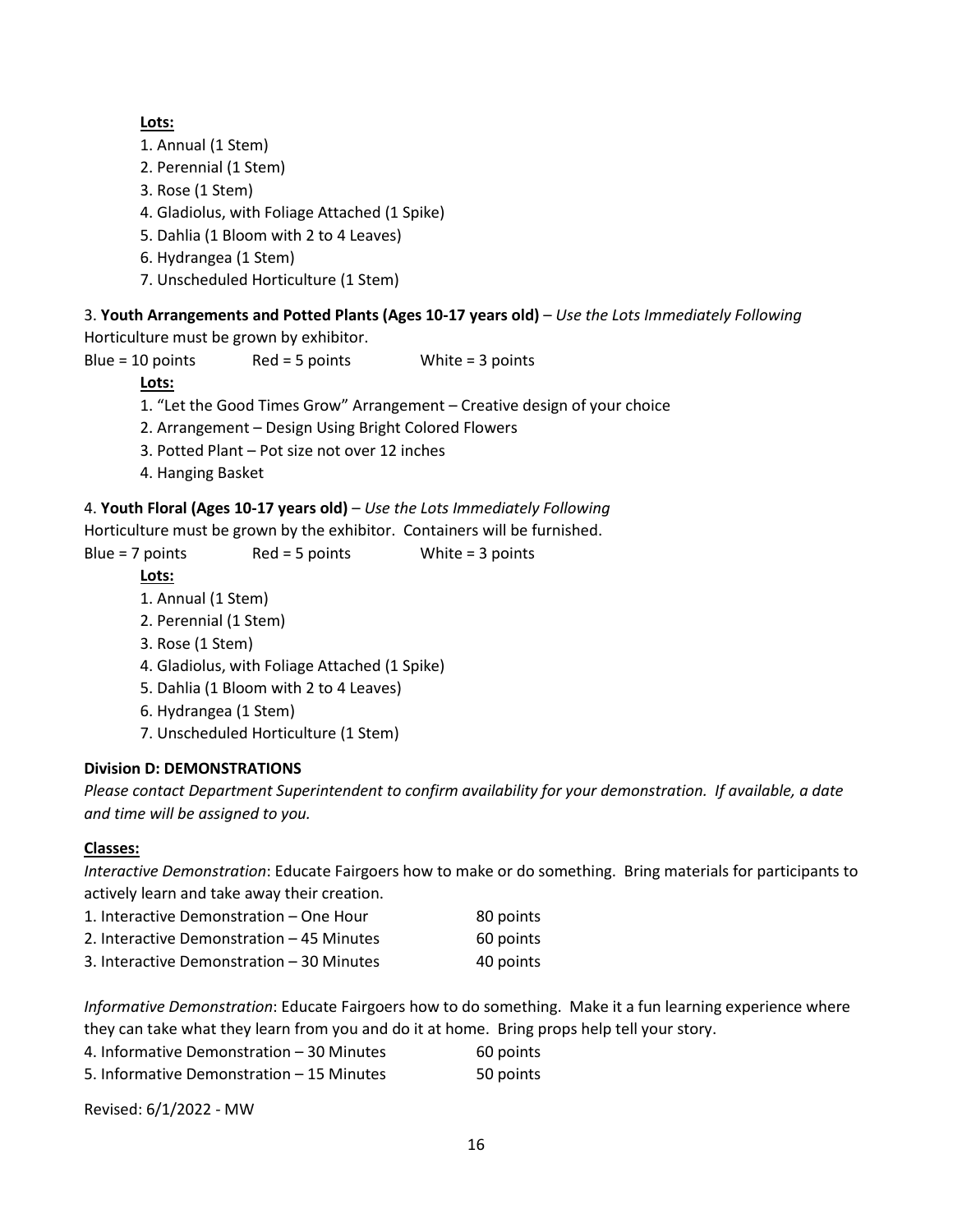**Lots:**

1. Annual (1 Stem)
2. Perennial (1 Stem)
3. Rose (1 Stem)
4. Gladiolus, with Foliage Attached (1 Spike)
5. Dahlia (1 Bloom with 2 to 4 Leaves)
6. Hydrangea (1 Stem)
7. Unscheduled Horticulture (1 Stem)

3. **Youth Arrangements and Potted Plants (Ages 10-17 years old)** – *Use the Lots Immediately Following*
Horticulture must be grown by exhibitor.

Blue = 10 points  Red = 5 points  White = 3 points

**Lots:**

1. "Let the Good Times Grow" Arrangement – Creative design of your choice
2. Arrangement – Design Using Bright Colored Flowers
3. Potted Plant – Pot size not over 12 inches
4. Hanging Basket

4. **Youth Floral (Ages 10-17 years old)** – *Use the Lots Immediately Following*
Horticulture must be grown by the exhibitor. Containers will be furnished.

Blue = 7 points  Red = 5 points  White = 3 points

**Lots:**

1. Annual (1 Stem)
2. Perennial (1 Stem)
3. Rose (1 Stem)
4. Gladiolus, with Foliage Attached (1 Spike)
5. Dahlia (1 Bloom with 2 to 4 Leaves)
6. Hydrangea (1 Stem)
7. Unscheduled Horticulture (1 Stem)

**Division D: DEMONSTRATIONS**

*Please contact Department Superintendent to confirm availability for your demonstration. If available, a date and time will be assigned to you.*

**Classes:**

*Interactive Demonstration*: Educate Fairgoers how to make or do something. Bring materials for participants to actively learn and take away their creation.

1. Interactive Demonstration – One Hour 80 points
2. Interactive Demonstration – 45 Minutes 60 points
3. Interactive Demonstration – 30 Minutes 40 points

*Informative Demonstration*: Educate Fairgoers how to do something. Make it a fun learning experience where they can take what they learn from you and do it at home. Bring props help tell your story.

4. Informative Demonstration – 30 Minutes 60 points
5. Informative Demonstration – 15 Minutes 50 points

Revised: 6/1/2022 - MW